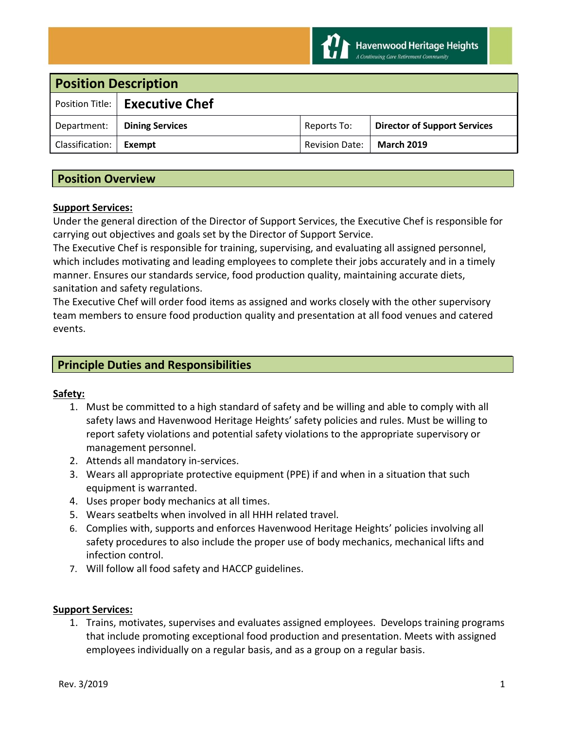Havenwood Heritage Heights
A Continuing Care Retirement Community

## Position Description

| Position Title: | Executive Chef | | |
|---|---|---|---|
| Department: | **Dining Services** | Reports To: | **Director of Support Services** |
| Classification: | **Exempt** | Revision Date: | **March 2019** |

## Position Overview

**Support Services:**

Under the general direction of the Director of Support Services, the Executive Chef is responsible for carrying out objectives and goals set by the Director of Support Service.
The Executive Chef is responsible for training, supervising, and evaluating all assigned personnel, which includes motivating and leading employees to complete their jobs accurately and in a timely manner. Ensures our standards service, food production quality, maintaining accurate diets, sanitation and safety regulations.
The Executive Chef will order food items as assigned and works closely with the other supervisory team members to ensure food production quality and presentation at all food venues and catered events.

## Principle Duties and Responsibilities

**Safety:**

1. Must be committed to a high standard of safety and be willing and able to comply with all safety laws and Havenwood Heritage Heights' safety policies and rules. Must be willing to report safety violations and potential safety violations to the appropriate supervisory or management personnel.
2. Attends all mandatory in-services.
3. Wears all appropriate protective equipment (PPE) if and when in a situation that such equipment is warranted.
4. Uses proper body mechanics at all times.
5. Wears seatbelts when involved in all HHH related travel.
6. Complies with, supports and enforces Havenwood Heritage Heights' policies involving all safety procedures to also include the proper use of body mechanics, mechanical lifts and infection control.
7. Will follow all food safety and HACCP guidelines.

**Support Services:**

1. Trains, motivates, supervises and evaluates assigned employees. Develops training programs that include promoting exceptional food production and presentation. Meets with assigned employees individually on a regular basis, and as a group on a regular basis.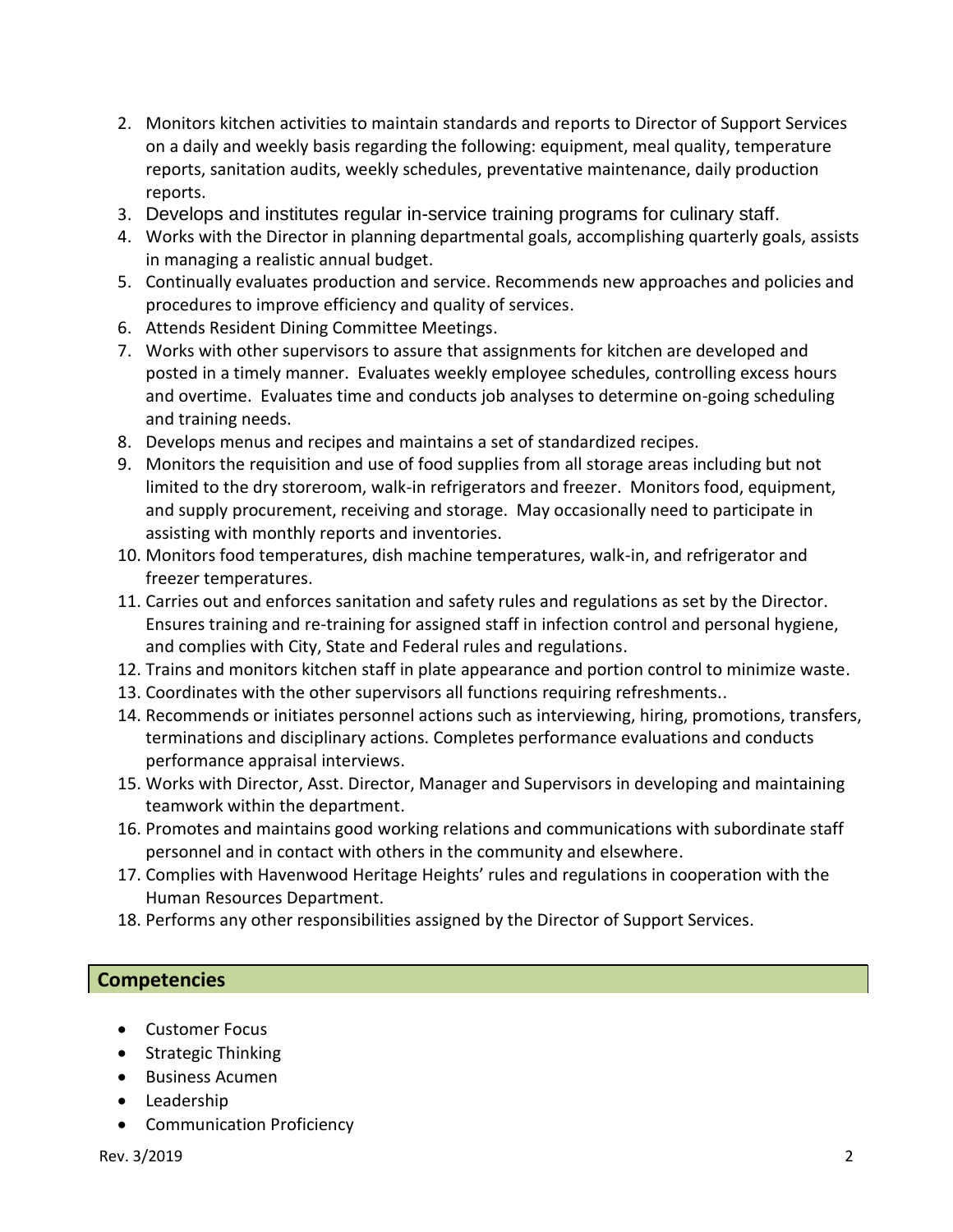2. Monitors kitchen activities to maintain standards and reports to Director of Support Services on a daily and weekly basis regarding the following: equipment, meal quality, temperature reports, sanitation audits, weekly schedules, preventative maintenance, daily production reports.
3. Develops and institutes regular in-service training programs for culinary staff.
4. Works with the Director in planning departmental goals, accomplishing quarterly goals, assists in managing a realistic annual budget.
5. Continually evaluates production and service. Recommends new approaches and policies and procedures to improve efficiency and quality of services.
6. Attends Resident Dining Committee Meetings.
7. Works with other supervisors to assure that assignments for kitchen are developed and posted in a timely manner. Evaluates weekly employee schedules, controlling excess hours and overtime. Evaluates time and conducts job analyses to determine on-going scheduling and training needs.
8. Develops menus and recipes and maintains a set of standardized recipes.
9. Monitors the requisition and use of food supplies from all storage areas including but not limited to the dry storeroom, walk-in refrigerators and freezer. Monitors food, equipment, and supply procurement, receiving and storage. May occasionally need to participate in assisting with monthly reports and inventories.
10. Monitors food temperatures, dish machine temperatures, walk-in, and refrigerator and freezer temperatures.
11. Carries out and enforces sanitation and safety rules and regulations as set by the Director. Ensures training and re-training for assigned staff in infection control and personal hygiene, and complies with City, State and Federal rules and regulations.
12. Trains and monitors kitchen staff in plate appearance and portion control to minimize waste.
13. Coordinates with the other supervisors all functions requiring refreshments..
14. Recommends or initiates personnel actions such as interviewing, hiring, promotions, transfers, terminations and disciplinary actions. Completes performance evaluations and conducts performance appraisal interviews.
15. Works with Director, Asst. Director, Manager and Supervisors in developing and maintaining teamwork within the department.
16. Promotes and maintains good working relations and communications with subordinate staff personnel and in contact with others in the community and elsewhere.
17. Complies with Havenwood Heritage Heights' rules and regulations in cooperation with the Human Resources Department.
18. Performs any other responsibilities assigned by the Director of Support Services.

## Competencies

- Customer Focus
- Strategic Thinking
- Business Acumen
- Leadership
- Communication Proficiency

Rev. 3/2019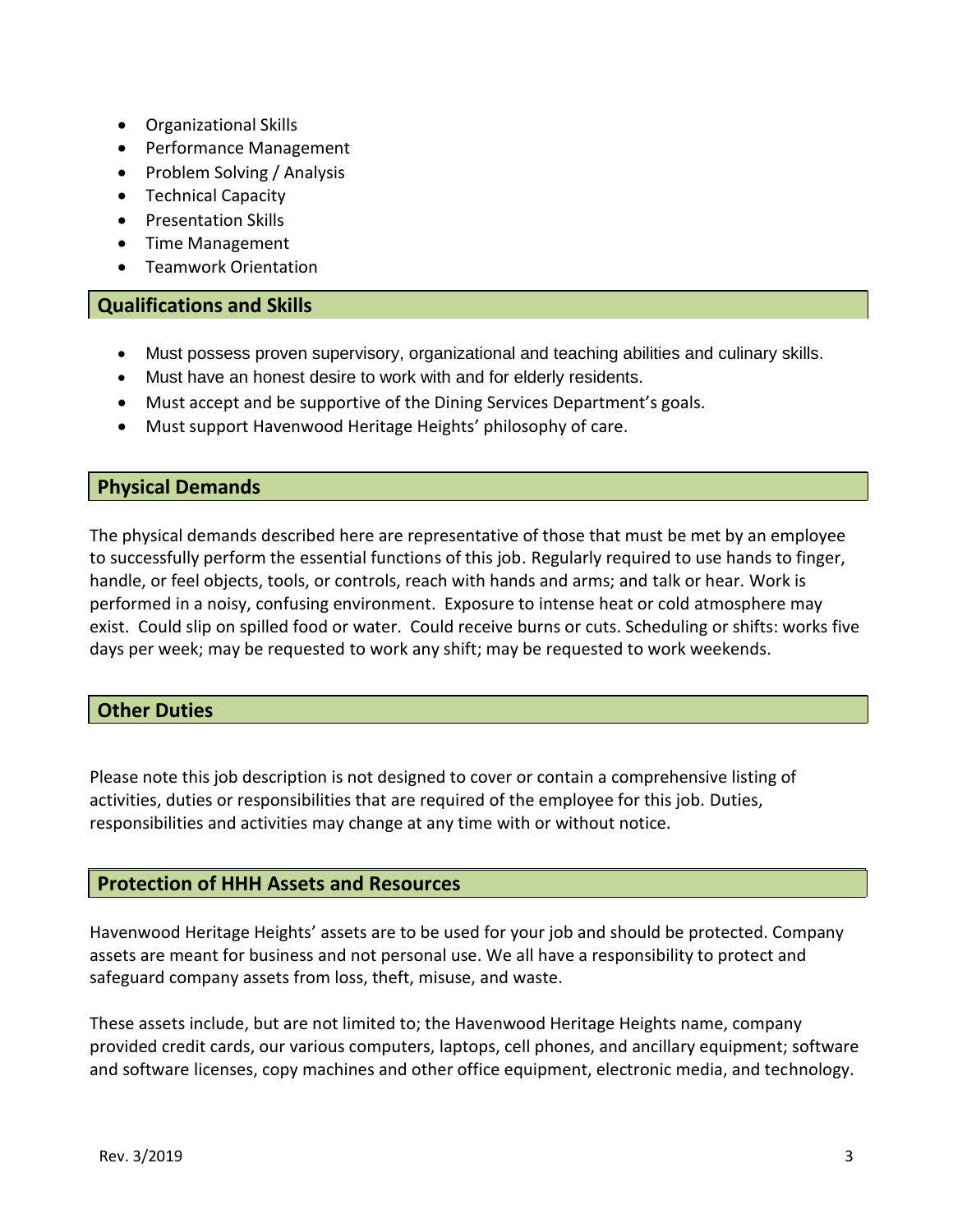- Organizational Skills
- Performance Management
- Problem Solving / Analysis
- Technical Capacity
- Presentation Skills
- Time Management
- Teamwork Orientation

## Qualifications and Skills

- Must possess proven supervisory, organizational and teaching abilities and culinary skills.
- Must have an honest desire to work with and for elderly residents.
- Must accept and be supportive of the Dining Services Department's goals.
- Must support Havenwood Heritage Heights' philosophy of care.

## Physical Demands

The physical demands described here are representative of those that must be met by an employee to successfully perform the essential functions of this job. Regularly required to use hands to finger, handle, or feel objects, tools, or controls, reach with hands and arms; and talk or hear. Work is performed in a noisy, confusing environment. Exposure to intense heat or cold atmosphere may exist. Could slip on spilled food or water. Could receive burns or cuts. Scheduling or shifts: works five days per week; may be requested to work any shift; may be requested to work weekends.

## Other Duties

Please note this job description is not designed to cover or contain a comprehensive listing of activities, duties or responsibilities that are required of the employee for this job. Duties, responsibilities and activities may change at any time with or without notice.

## Protection of HHH Assets and Resources

Havenwood Heritage Heights' assets are to be used for your job and should be protected. Company assets are meant for business and not personal use. We all have a responsibility to protect and safeguard company assets from loss, theft, misuse, and waste.

These assets include, but are not limited to; the Havenwood Heritage Heights name, company provided credit cards, our various computers, laptops, cell phones, and ancillary equipment; software and software licenses, copy machines and other office equipment, electronic media, and technology.

Rev. 3/2019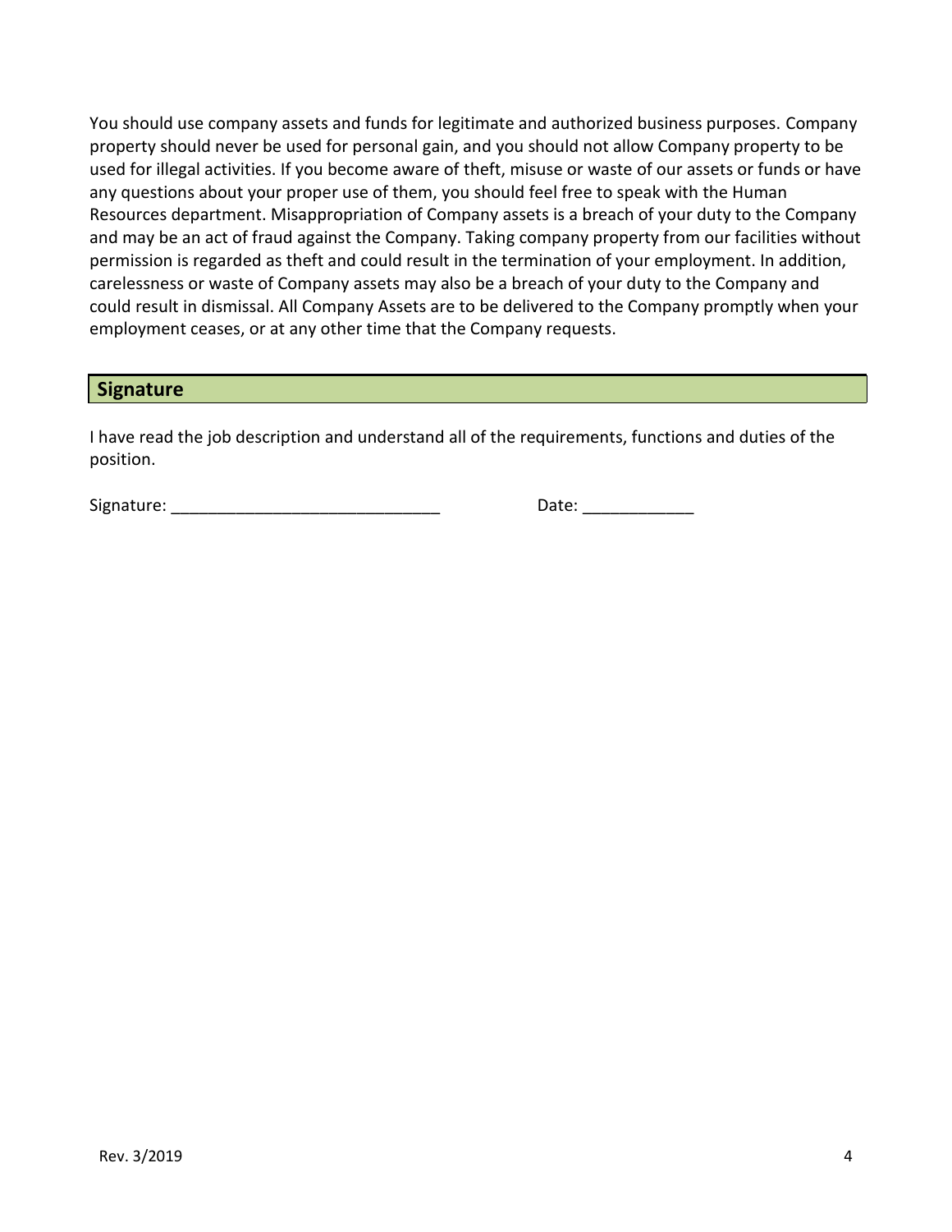You should use company assets and funds for legitimate and authorized business purposes. Company property should never be used for personal gain, and you should not allow Company property to be used for illegal activities. If you become aware of theft, misuse or waste of our assets or funds or have any questions about your proper use of them, you should feel free to speak with the Human Resources department. Misappropriation of Company assets is a breach of your duty to the Company and may be an act of fraud against the Company. Taking company property from our facilities without permission is regarded as theft and could result in the termination of your employment. In addition, carelessness or waste of Company assets may also be a breach of your duty to the Company and could result in dismissal. All Company Assets are to be delivered to the Company promptly when your employment ceases, or at any other time that the Company requests.

## Signature

I have read the job description and understand all of the requirements, functions and duties of the position.

Signature: _____________________________ Date: ____________

Rev. 3/2019